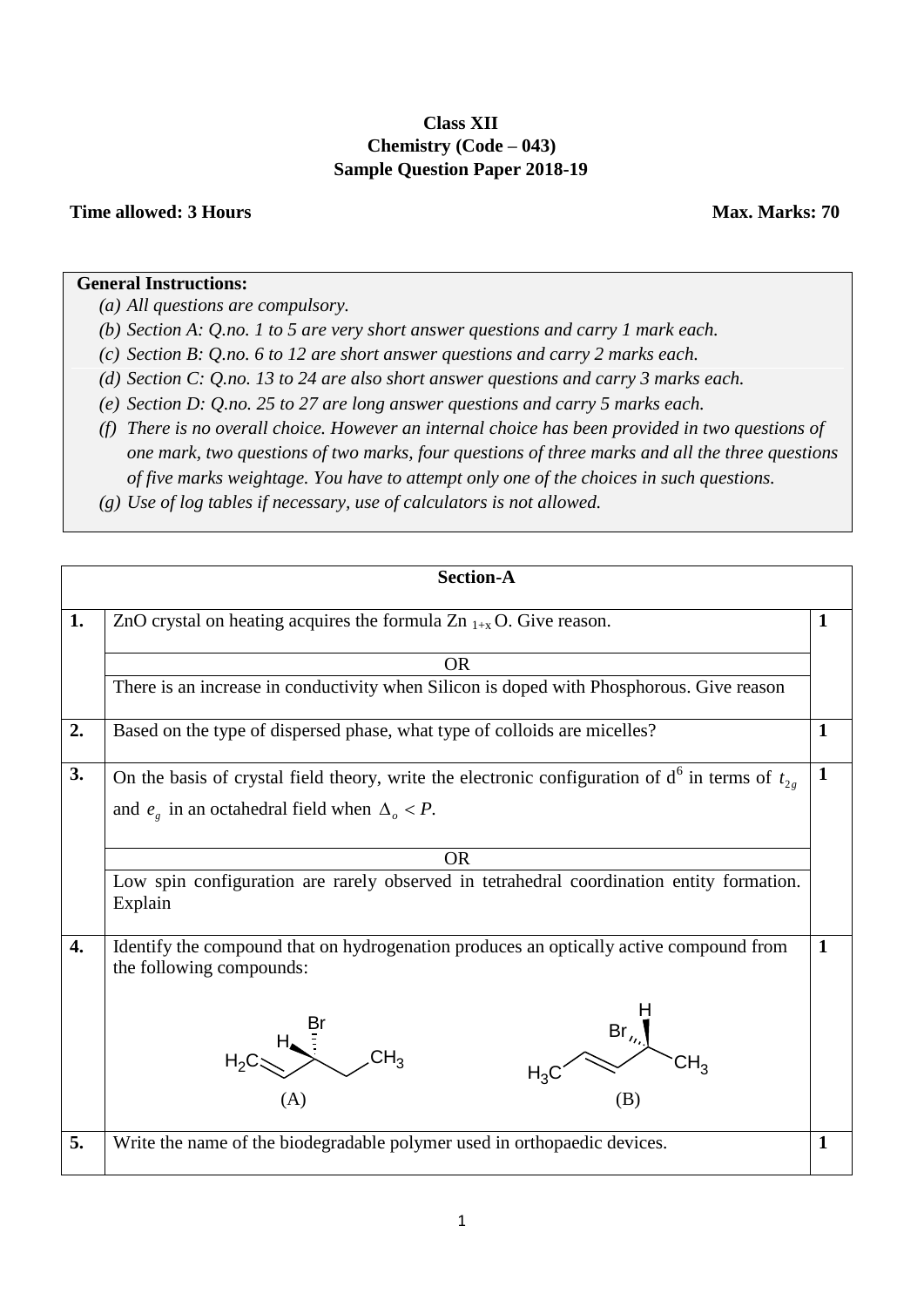**Class XII**
**Chemistry (Code – 043)**
**Sample Question Paper 2018-19**

**Time allowed: 3 Hours** **Max. Marks: 70**

**General Instructions:**

*(a) All questions are compulsory.*
*(b) Section A: Q.no. 1 to 5 are very short answer questions and carry 1 mark each.*
*(c) Section B: Q.no. 6 to 12 are short answer questions and carry 2 marks each.*
*(d) Section C: Q.no. 13 to 24 are also short answer questions and carry 3 marks each.*
*(e) Section D: Q.no. 25 to 27 are long answer questions and carry 5 marks each.*
*(f) There is no overall choice. However an internal choice has been provided in two questions of one mark, two questions of two marks, four questions of three marks and all the three questions of five marks weightage. You have to attempt only one of the choices in such questions.*
*(g) Use of log tables if necessary, use of calculators is not allowed.*

| Section-A | | |
|---|---|---|
| **1.** | ZnO crystal on heating acquires the formula $Zn_{1+x}O$. Give reason.<br>OR<br>There is an increase in conductivity when Silicon is doped with Phosphorous. Give reason | **1** |
| **2.** | Based on the type of dispersed phase, what type of colloids are micelles? | **1** |
| **3.** | On the basis of crystal field theory, write the electronic configuration of $d^6$ in terms of $t_{2g}$ and $e_g$ in an octahedral field when $\Delta_o < P$.<br>OR<br>Low spin configuration are rarely observed in tetrahedral coordination entity formation. Explain | **1** |
| **4.** | Identify the compound that on hydrogenation produces an optically active compound from the following compounds:<br>(A) $H_2C=CH-CH(Br)(H)-CH_2-CH_3$<br>(B) $H_3C-CH=CH-CH(Br)(H)-CH_3$ | **1** |
| **5.** | Write the name of the biodegradable polymer used in orthopaedic devices. | **1** |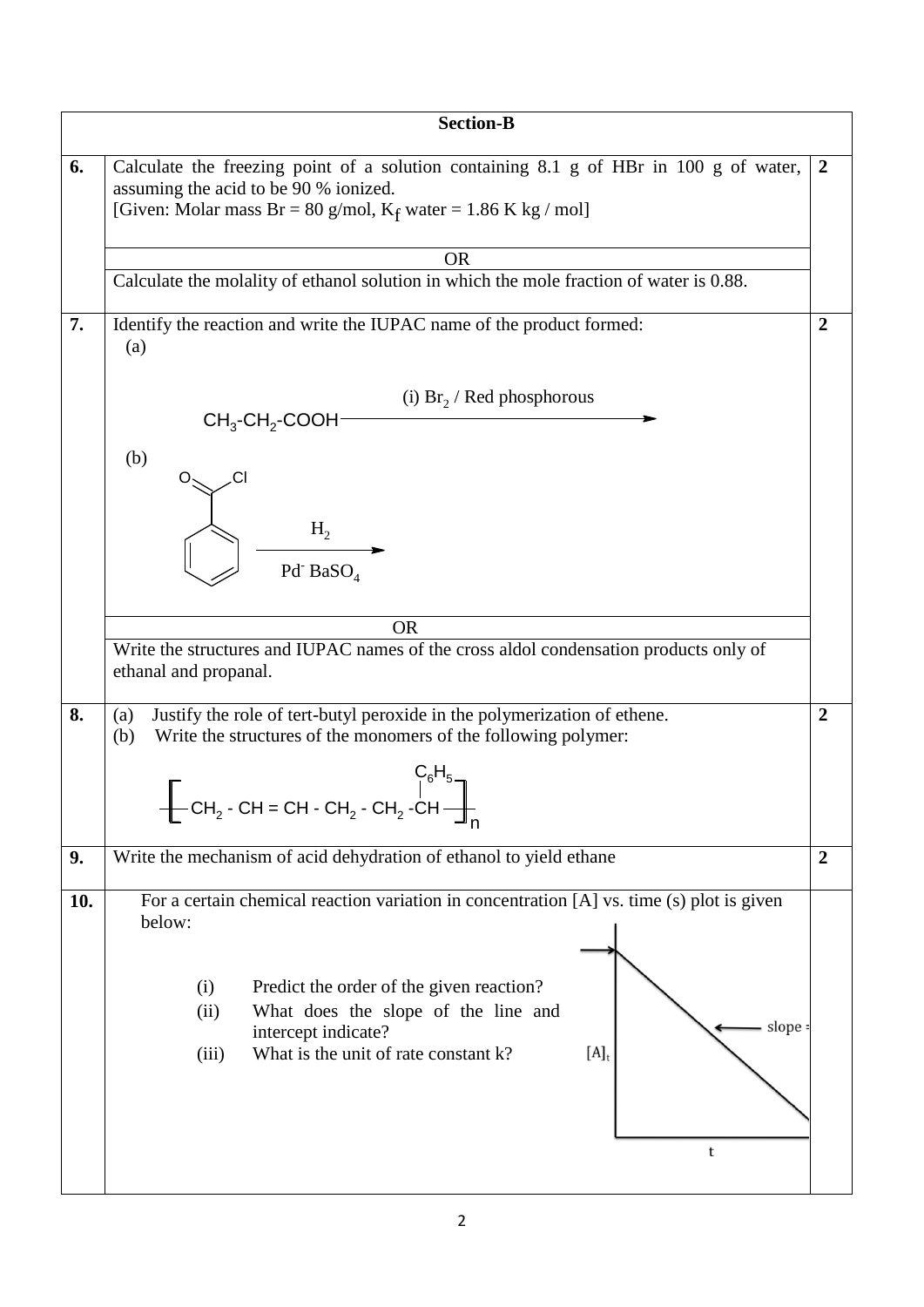## Section-B

| Q. | Question | Marks |
|---|---|---|
| **6.** | Calculate the freezing point of a solution containing 8.1 g of HBr in 100 g of water, assuming the acid to be 90 % ionized.<br>[Given: Molar mass Br = 80 g/mol, $K_f$ water = 1.86 K kg / mol]<br><br>OR<br><br>Calculate the molality of ethanol solution in which the mole fraction of water is 0.88. | **2** |
| **7.** | Identify the reaction and write the IUPAC name of the product formed:<br>(a) $CH_3\text{-}CH_2\text{-}COOH \xrightarrow{\text{(i) } Br_2 \text{ / Red phosphorous}}$<br>(b) $C_6H_5COCl \xrightarrow[\text{Pd-}BaSO_4]{H_2}$<br><br>OR<br><br>Write the structures and IUPAC names of the cross aldol condensation products only of ethanal and propanal. | **2** |
| **8.** | (a) Justify the role of tert-butyl peroxide in the polymerization of ethene.<br>(b) Write the structures of the monomers of the following polymer:<br>$\left[ CH_2 - CH = CH - CH_2 - CH_2 - \underset{}{\overset{C_6H_5}{\overset{\vert}{C}H}} \right]_n$ | **2** |
| **9.** | Write the mechanism of acid dehydration of ethanol to yield ethane | **2** |
| **10.** | For a certain chemical reaction variation in concentration [A] vs. time (s) plot is given below:<br>(i) Predict the order of the given reaction?<br>(ii) What does the slope of the line and intercept indicate?<br>(iii) What is the unit of rate constant k?<br>(Graph: $[A]_t$ vs t, straight line with negative slope; labels: slope =, intercept arrow on $[A]_t$ axis) | |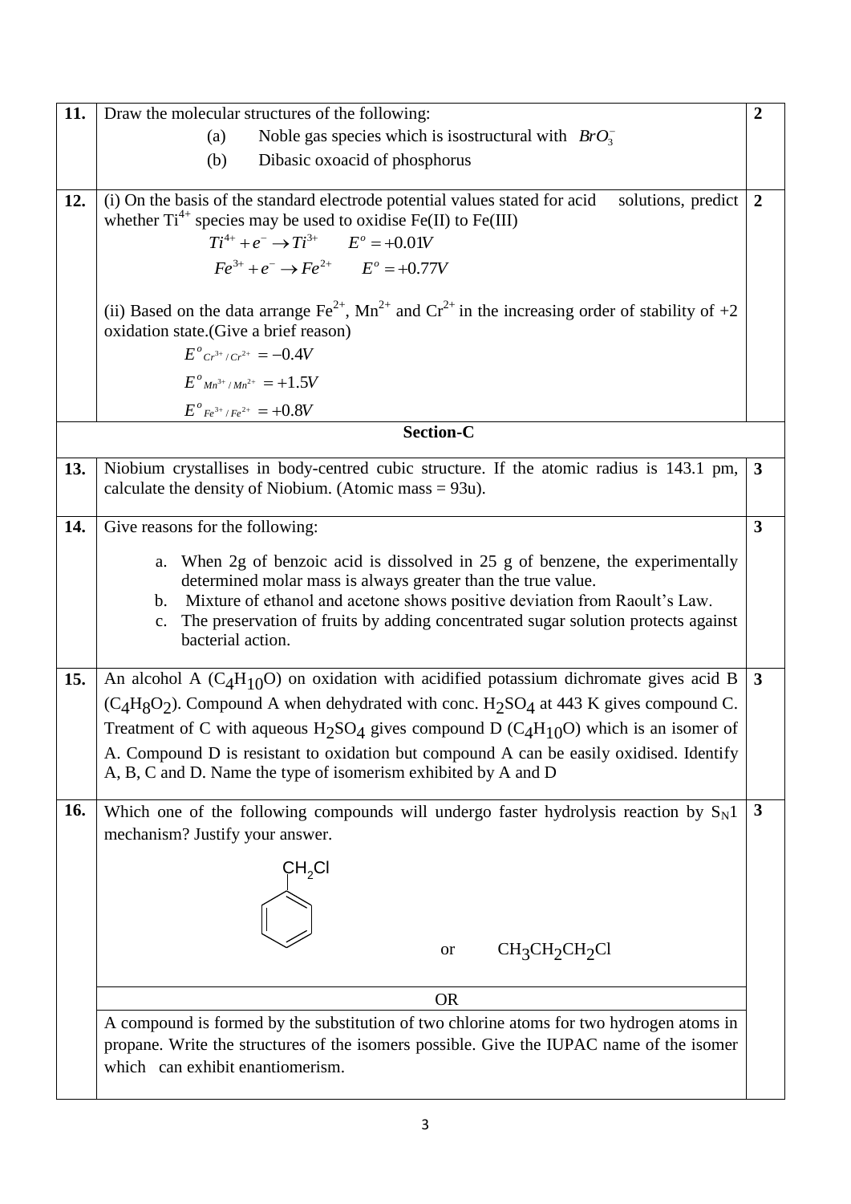**11.** Draw the molecular structures of the following: **(2)**

(a) Noble gas species which is isostructural with $BrO_3^-$

(b) Dibasic oxoacid of phosphorus

**12.** (i) On the basis of the standard electrode potential values stated for acid solutions, predict whether $Ti^{4+}$ species may be used to oxidise Fe(II) to Fe(III) **(2)**

$$Ti^{4+} + e^- \rightarrow Ti^{3+} \qquad E^o = +0.01V$$

$$Fe^{3+} + e^- \rightarrow Fe^{2+} \qquad E^o = +0.77V$$

(ii) Based on the data arrange $Fe^{2+}$, $Mn^{2+}$ and $Cr^{2+}$ in the increasing order of stability of +2 oxidation state.(Give a brief reason)

$$E^o_{Cr^{3+}/Cr^{2+}} = -0.4V$$

$$E^o_{Mn^{3+}/Mn^{2+}} = +1.5V$$

$$E^o_{Fe^{3+}/Fe^{2+}} = +0.8V$$

## Section-C

**13.** Niobium crystallises in body-centred cubic structure. If the atomic radius is 143.1 pm, calculate the density of Niobium. (Atomic mass = 93u). **(3)**

**14.** Give reasons for the following: **(3)**

a. When 2g of benzoic acid is dissolved in 25 g of benzene, the experimentally determined molar mass is always greater than the true value.

b. Mixture of ethanol and acetone shows positive deviation from Raoult's Law.

c. The preservation of fruits by adding concentrated sugar solution protects against bacterial action.

**15.** An alcohol A ($C_4H_{10}O$) on oxidation with acidified potassium dichromate gives acid B ($C_4H_8O_2$). Compound A when dehydrated with conc. $H_2SO_4$ at 443 K gives compound C. Treatment of C with aqueous $H_2SO_4$ gives compound D ($C_4H_{10}O$) which is an isomer of A. Compound D is resistant to oxidation but compound A can be easily oxidised. Identify A, B, C and D. Name the type of isomerism exhibited by A and D **(3)**

**16.** Which one of the following compounds will undergo faster hydrolysis reaction by $S_N1$ mechanism? Justify your answer. **(3)**

$C_6H_5CH_2Cl$ (benzene ring with $CH_2Cl$) or $CH_3CH_2CH_2Cl$

OR

A compound is formed by the substitution of two chlorine atoms for two hydrogen atoms in propane. Write the structures of the isomers possible. Give the IUPAC name of the isomer which can exhibit enantiomerism.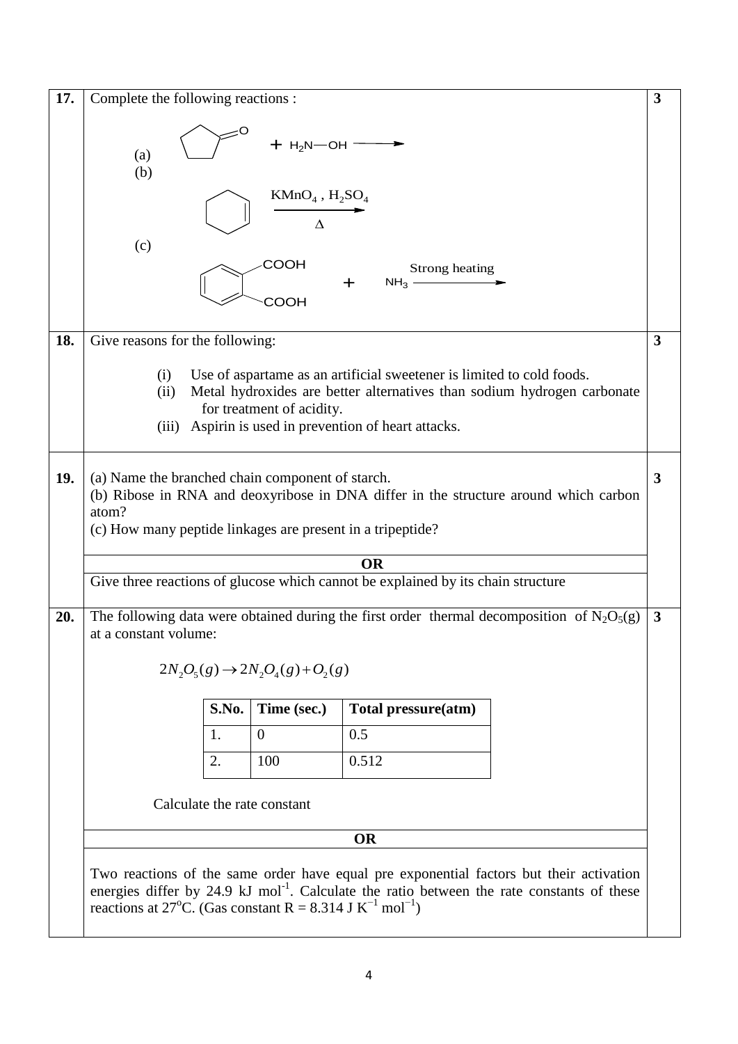**17.** Complete the following reactions : **3**

(a) Cyclopentanone (ring with $=O$) $+ \ H_2N{-}OH \longrightarrow$

(b) Cyclohexene $\xrightarrow[\Delta]{KMnO_4 \ , \ H_2SO_4}$

(c) Phthalic acid (benzene ring with two adjacent $COOH$ groups) $+ \ NH_3 \xrightarrow{\text{Strong heating}}$

---

**18.** Give reasons for the following: **3**

(i) Use of aspartame as an artificial sweetener is limited to cold foods.

(ii) Metal hydroxides are better alternatives than sodium hydrogen carbonate for treatment of acidity.

(iii) Aspirin is used in prevention of heart attacks.

---

**19.** (a) Name the branched chain component of starch. **3**

(b) Ribose in RNA and deoxyribose in DNA differ in the structure around which carbon atom?

(c) How many peptide linkages are present in a tripeptide?

**OR**

Give three reactions of glucose which cannot be explained by its chain structure

---

**20.** The following data were obtained during the first order thermal decomposition of $N_2O_5(g)$ at a constant volume: **3**

$$2N_2O_5(g) \rightarrow 2N_2O_4(g) + O_2(g)$$

| S.No. | Time (sec.) | Total pressure(atm) |
|---|---|---|
| 1. | 0 | 0.5 |
| 2. | 100 | 0.512 |

Calculate the rate constant

**OR**

Two reactions of the same order have equal pre exponential factors but their activation energies differ by 24.9 kJ $mol^{-1}$. Calculate the ratio between the rate constants of these reactions at $27^oC$. (Gas constant R = 8.314 J $K^{-1}$ $mol^{-1}$)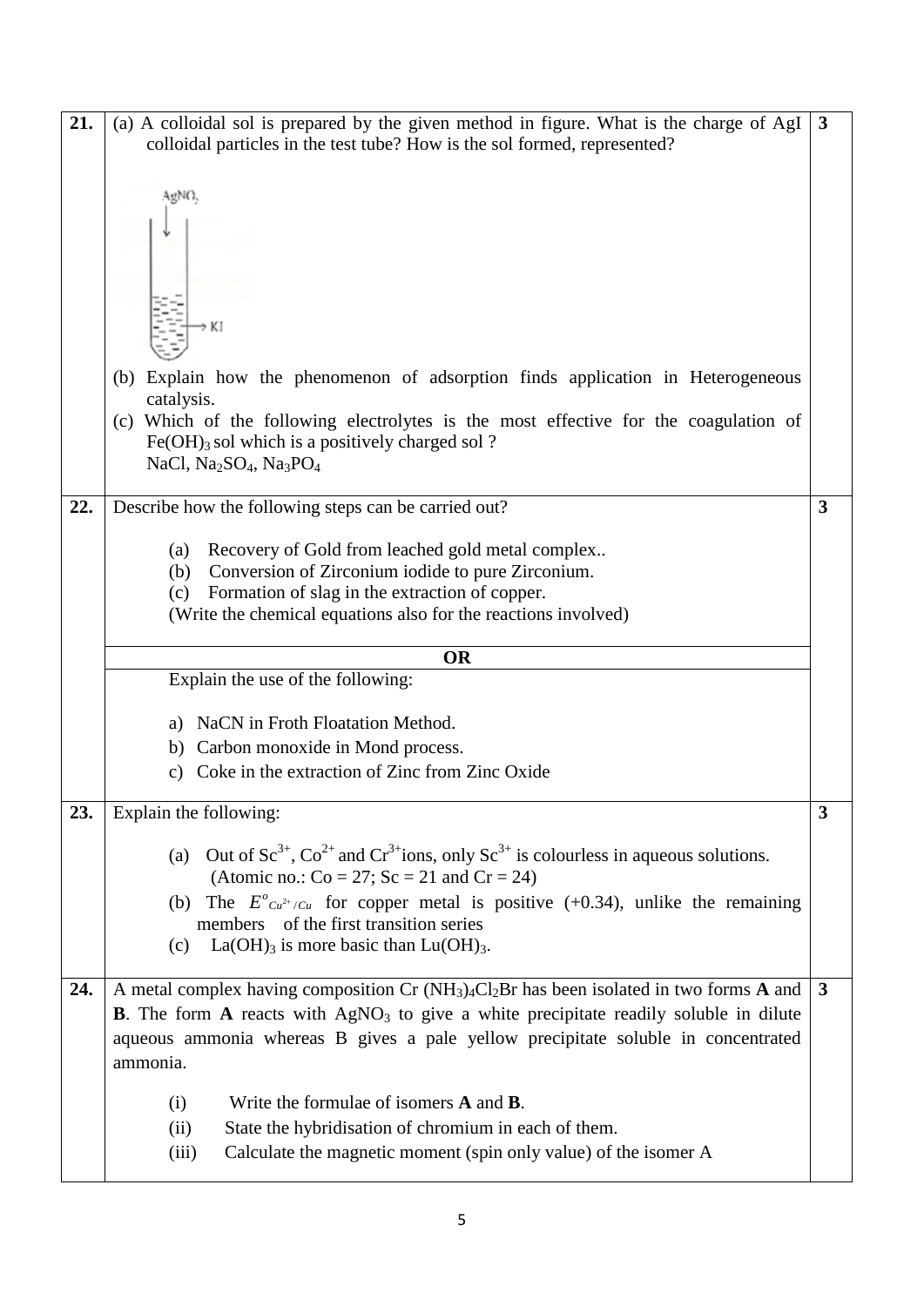| | | |
|---|---|---|
| **21.** | (a) A colloidal sol is prepared by the given method in figure. What is the charge of AgI colloidal particles in the test tube? How is the sol formed, represented?<br><br>$AgNO_3$ → KI<br><br>(b) Explain how the phenomenon of adsorption finds application in Heterogeneous catalysis.<br>(c) Which of the following electrolytes is the most effective for the coagulation of $Fe(OH)_3$ sol which is a positively charged sol ?<br>NaCl, $Na_2SO_4$, $Na_3PO_4$ | **3** |
| **22.** | Describe how the following steps can be carried out?<br><br>(a) Recovery of Gold from leached gold metal complex..<br>(b) Conversion of Zirconium iodide to pure Zirconium.<br>(c) Formation of slag in the extraction of copper.<br>(Write the chemical equations also for the reactions involved)<br><br>**OR**<br><br>Explain the use of the following:<br><br>a) NaCN in Froth Floatation Method.<br>b) Carbon monoxide in Mond process.<br>c) Coke in the extraction of Zinc from Zinc Oxide | **3** |
| **23.** | Explain the following:<br><br>(a) Out of $Sc^{3+}$, $Co^{2+}$ and $Cr^{3+}$ions, only $Sc^{3+}$ is colourless in aqueous solutions. (Atomic no.: Co = 27; Sc = 21 and Cr = 24)<br>(b) The $E^o_{Cu^{2+}/Cu}$ for copper metal is positive (+0.34), unlike the remaining members of the first transition series<br>(c) $La(OH)_3$ is more basic than $Lu(OH)_3$. | **3** |
| **24.** | A metal complex having composition $Cr(NH_3)_4Cl_2Br$ has been isolated in two forms **A** and **B**. The form **A** reacts with $AgNO_3$ to give a white precipitate readily soluble in dilute aqueous ammonia whereas B gives a pale yellow precipitate soluble in concentrated ammonia.<br><br>(i) Write the formulae of isomers **A** and **B**.<br>(ii) State the hybridisation of chromium in each of them.<br>(iii) Calculate the magnetic moment (spin only value) of the isomer A | **3** |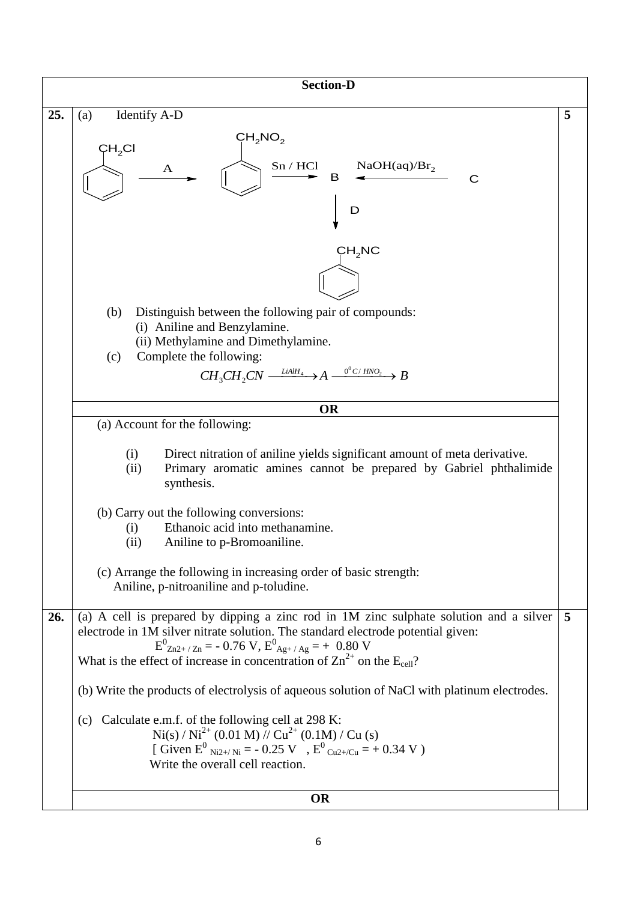## Section-D

**25.** (a) Identify A-D **5**

$$C_6H_5CH_2Cl \xrightarrow{A} C_6H_5CH_2NO_2 \xrightarrow{Sn / HCl} B \xleftarrow{NaOH(aq)/Br_2} C$$

$$B \xrightarrow{D} C_6H_5CH_2NC$$

(b) Distinguish between the following pair of compounds:

(i) Aniline and Benzylamine.

(ii) Methylamine and Dimethylamine.

(c) Complete the following:

$$CH_3CH_2CN \xrightarrow{LiAlH_4} A \xrightarrow{0^0 C / HNO_2} B$$

**OR**

(a) Account for the following:

(i) Direct nitration of aniline yields significant amount of meta derivative.

(ii) Primary aromatic amines cannot be prepared by Gabriel phthalimide synthesis.

(b) Carry out the following conversions:

(i) Ethanoic acid into methanamine.

(ii) Aniline to p-Bromoaniline.

(c) Arrange the following in increasing order of basic strength:
Aniline, p-nitroaniline and p-toludine.

**26.** (a) A cell is prepared by dipping a zinc rod in 1M zinc sulphate solution and a silver electrode in 1M silver nitrate solution. The standard electrode potential given: **5**

$$E^0_{Zn^{2+} / Zn} = - 0.76\ V,\ E^0_{Ag^+ / Ag} = +\ 0.80\ V$$

What is the effect of increase in concentration of $Zn^{2+}$ on the $E_{cell}$?

(b) Write the products of electrolysis of aqueous solution of NaCl with platinum electrodes.

(c) Calculate e.m.f. of the following cell at 298 K:

$$Ni(s) / Ni^{2+}\ (0.01\ M)\ //\ Cu^{2+}\ (0.1M) / Cu\ (s)$$

[ Given $E^0_{Ni^{2+}/Ni} = -\ 0.25\ V$ , $E^0_{Cu^{2+}/Cu} = +\ 0.34\ V$ ]

Write the overall cell reaction.

**OR**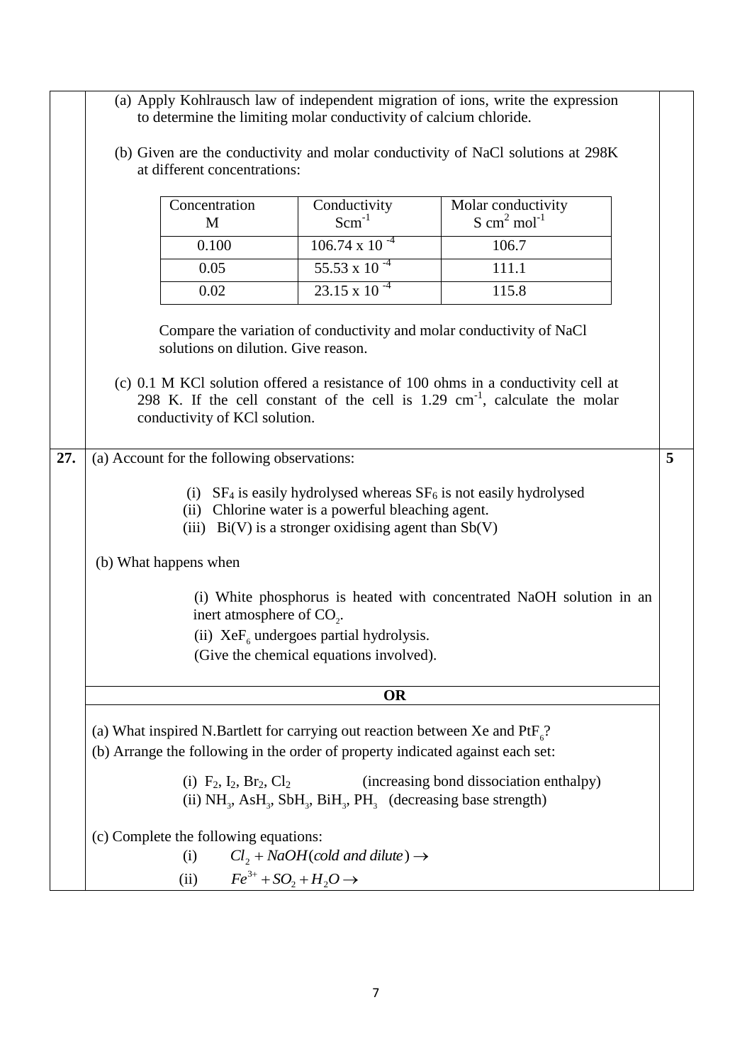(a) Apply Kohlrausch law of independent migration of ions, write the expression to determine the limiting molar conductivity of calcium chloride.

(b) Given are the conductivity and molar conductivity of NaCl solutions at 298K at different concentrations:

| Concentration M | Conductivity $Scm^{-1}$ | Molar conductivity $S\ cm^2\ mol^{-1}$ |
|---|---|---|
| 0.100 | $106.74 \times 10^{-4}$ | 106.7 |
| 0.05 | $55.53 \times 10^{-4}$ | 111.1 |
| 0.02 | $23.15 \times 10^{-4}$ | 115.8 |

Compare the variation of conductivity and molar conductivity of NaCl solutions on dilution. Give reason.

(c) 0.1 M KCl solution offered a resistance of 100 ohms in a conductivity cell at 298 K. If the cell constant of the cell is 1.29 $cm^{-1}$, calculate the molar conductivity of KCl solution.

**27.** (a) Account for the following observations: **5**

(i) $SF_4$ is easily hydrolysed whereas $SF_6$ is not easily hydrolysed
(ii) Chlorine water is a powerful bleaching agent.
(iii) Bi(V) is a stronger oxidising agent than Sb(V)

(b) What happens when

(i) White phosphorus is heated with concentrated NaOH solution in an inert atmosphere of $CO_2$.
(ii) $XeF_6$ undergoes partial hydrolysis.
(Give the chemical equations involved).

**OR**

(a) What inspired N.Bartlett for carrying out reaction between Xe and $PtF_6$?

(b) Arrange the following in the order of property indicated against each set:

(i) $F_2$, $I_2$, $Br_2$, $Cl_2$ (increasing bond dissociation enthalpy)
(ii) $NH_3$, $AsH_3$, $SbH_3$, $BiH_3$, $PH_3$ (decreasing base strength)

(c) Complete the following equations:

(i) $Cl_2 + NaOH(cold\ and\ dilute) \rightarrow$

(ii) $Fe^{3+} + SO_2 + H_2O \rightarrow$